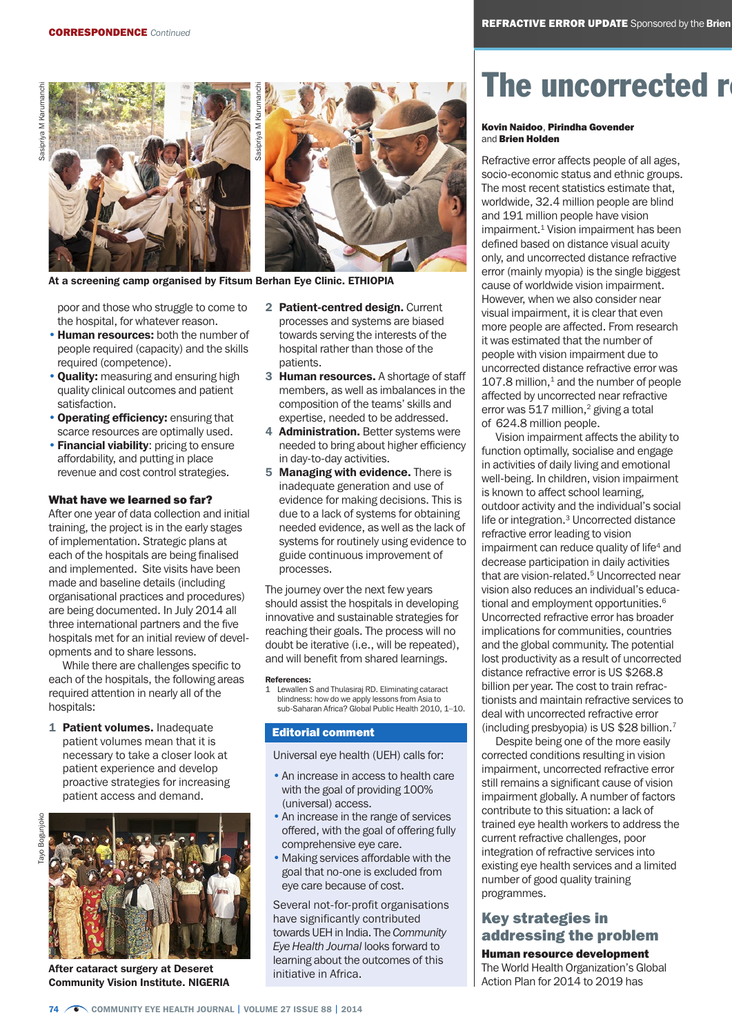At a screening camp organised by Fitsum Berhan Eye Clinic. ETHIOPIA

poor and those who struggle to come to the hospital, for whatever reason.

- **Human resources:** both the number of people required (capacity) and the skills required (competence).
- **Quality:** measuring and ensuring high quality clinical outcomes and patient satisfaction.
- **Operating efficiency:** ensuring that scarce resources are optimally used.
- **Financial viability**: pricing to ensure affordability, and putting in place revenue and cost control strategies.

### What have we learned so far?

After one year of data collection and initial training, the project is in the early stages of implementation. Strategic plans at each of the hospitals are being finalised and implemented. Site visits have been made and baseline details (including organisational practices and procedures) are being documented. In July 2014 all three international partners and the five hospitals met for an initial review of developments and to share lessons.

While there are challenges specific to each of the hospitals, the following areas required attention in nearly all of the hospitals:

1. **Patient volumes.** Inadequate patient volumes mean that it is necessary to take a closer look at patient experience and develop proactive strategies for increasing patient access and demand.
2. **Patient-centred design.** Current processes and systems are biased towards serving the interests of the hospital rather than those of the patients.
3. **Human resources.** A shortage of staff members, as well as imbalances in the composition of the teams' skills and expertise, needed to be addressed.
4. **Administration.** Better systems were needed to bring about higher efficiency in day-to-day activities.
5. **Managing with evidence.** There is inadequate generation and use of evidence for making decisions. This is due to a lack of systems for obtaining needed evidence, as well as the lack of systems for routinely using evidence to guide continuous improvement of processes.

The journey over the next few years should assist the hospitals in developing innovative and sustainable strategies for reaching their goals. The process will no doubt be iterative (i.e., will be repeated), and will benefit from shared learnings.

After cataract surgery at Deseret Community Vision Institute. NIGERIA

**References:**

1 Lewallen S and Thulasiraj RD. Eliminating cataract blindness: how do we apply lessons from Asia to sub-Saharan Africa? Global Public Health 2010, 1–10.

### Editorial comment

Universal eye health (UEH) calls for:

- An increase in access to health care with the goal of providing 100% (universal) access.
- An increase in the range of services offered, with the goal of offering fully comprehensive eye care.
- Making services affordable with the goal that no-one is excluded from eye care because of cost.

Several not-for-profit organisations have significantly contributed towards UEH in India. The *Community Eye Health Journal* looks forward to learning about the outcomes of this initiative in Africa.

**REFRACTIVE ERROR UPDATE** Sponsored by the Brien

# The uncorrected r

**Kovin Naidoo**, **Pirindha Govender** and **Brien Holden**

Refractive error affects people of all ages, socio-economic status and ethnic groups. The most recent statistics estimate that, worldwide, 32.4 million people are blind and 191 million people have vision impairment.[1] Vision impairment has been defined based on distance visual acuity only, and uncorrected distance refractive error (mainly myopia) is the single biggest cause of worldwide vision impairment. However, when we also consider near visual impairment, it is clear that even more people are affected. From research it was estimated that the number of people with vision impairment due to uncorrected distance refractive error was 107.8 million,[1] and the number of people affected by uncorrected near refractive error was 517 million,[2] giving a total of 624.8 million people.

Vision impairment affects the ability to function optimally, socialise and engage in activities of daily living and emotional well-being. In children, vision impairment is known to affect school learning, outdoor activity and the individual's social life or integration.[3] Uncorrected distance refractive error leading to vision impairment can reduce quality of life[4] and decrease participation in daily activities that are vision-related.[5] Uncorrected near vision also reduces an individual's educational and employment opportunities.[6] Uncorrected refractive error has broader implications for communities, countries and the global community. The potential lost productivity as a result of uncorrected distance refractive error is US $268.8 billion per year. The cost to train refractionists and maintain refractive services to deal with uncorrected refractive error (including presbyopia) is US $28 billion.[7]

Despite being one of the more easily corrected conditions resulting in vision impairment, uncorrected refractive error still remains a significant cause of vision impairment globally. A number of factors contribute to this situation: a lack of trained eye health workers to address the current refractive challenges, poor integration of refractive services into existing eye health services and a limited number of good quality training programmes.

## Key strategies in addressing the problem

**Human resource development**

The World Health Organization's Global Action Plan for 2014 to 2019 has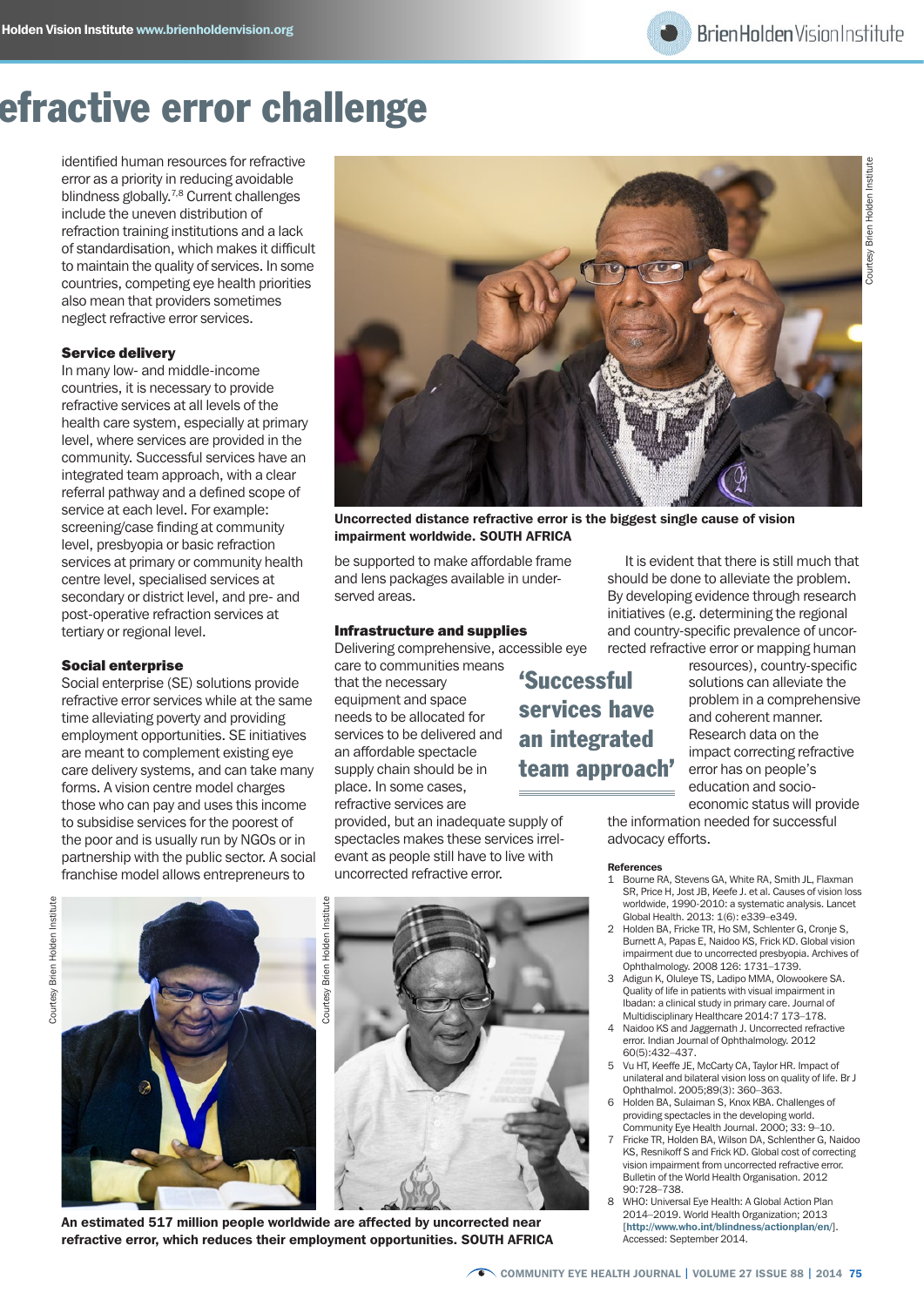# efractive error challenge

identified human resources for refractive error as a priority in reducing avoidable blindness globally.[7,8] Current challenges include the uneven distribution of refraction training institutions and a lack of standardisation, which makes it difficult to maintain the quality of services. In some countries, competing eye health priorities also mean that providers sometimes neglect refractive error services.

### Service delivery

In many low- and middle-income countries, it is necessary to provide refractive services at all levels of the health care system, especially at primary level, where services are provided in the community. Successful services have an integrated team approach, with a clear referral pathway and a defined scope of service at each level. For example: screening/case finding at community level, presbyopia or basic refraction services at primary or community health centre level, specialised services at secondary or district level, and pre- and post-operative refraction services at tertiary or regional level.

### Social enterprise

Social enterprise (SE) solutions provide refractive error services while at the same time alleviating poverty and providing employment opportunities. SE initiatives are meant to complement existing eye care delivery systems, and can take many forms. A vision centre model charges those who can pay and uses this income to subsidise services for the poorest of the poor and is usually run by NGOs or in partnership with the public sector. A social franchise model allows entrepreneurs to be supported to make affordable frame and lens packages available in under-served areas.

Courtesy Brien Holden Institute

**Uncorrected distance refractive error is the biggest single cause of vision impairment worldwide. SOUTH AFRICA**

### Infrastructure and supplies

Delivering comprehensive, accessible eye care to communities means that the necessary equipment and space needs to be allocated for services to be delivered and an affordable spectacle supply chain should be in place. In some cases, refractive services are provided, but an inadequate supply of spectacles makes these services irrelevant as people still have to live with uncorrected refractive error.

> **'Successful services have an integrated team approach'**

It is evident that there is still much that should be done to alleviate the problem. By developing evidence through research initiatives (e.g. determining the regional and country-specific prevalence of uncorrected refractive error or mapping human resources), country-specific solutions can alleviate the problem in a comprehensive and coherent manner. Research data on the impact correcting refractive error has on people's education and socio-economic status will provide the information needed for successful advocacy efforts.

Courtesy Brien Holden Institute

Courtesy Brien Holden Institute

**An estimated 517 million people worldwide are affected by uncorrected near refractive error, which reduces their employment opportunities. SOUTH AFRICA**

#### References

1. Bourne RA, Stevens GA, White RA, Smith JL, Flaxman SR, Price H, Jost JB, Keefe J. et al. Causes of vision loss worldwide, 1990-2010: a systematic analysis. Lancet Global Health. 2013: 1(6): e339–e349.
2. Holden BA, Fricke TR, Ho SM, Schlenter G, Cronje S, Burnett A, Papas E, Naidoo KS, Frick KD. Global vision impairment due to uncorrected presbyopia. Archives of Ophthalmology. 2008 126: 1731–1739.
3. Adigun K, Oluleye TS, Ladipo MMA, Olowookere SA. Quality of life in patients with visual impairment in Ibadan: a clinical study in primary care. Journal of Multidisciplinary Healthcare 2014:7 173–178.
4. Naidoo KS and Jaggernath J. Uncorrected refractive error. Indian Journal of Ophthalmology. 2012 60(5):432–437.
5. Vu HT, Keeffe JE, McCarty CA, Taylor HR. Impact of unilateral and bilateral vision loss on quality of life. Br J Ophthalmol. 2005;89(3): 360–363.
6. Holden BA, Sulaiman S, Knox KBA. Challenges of providing spectacles in the developing world. Community Eye Health Journal. 2000; 33: 9–10.
7. Fricke TR, Holden BA, Wilson DA, Schlenther G, Naidoo KS, Resnikoff S and Frick KD. Global cost of correcting vision impairment from uncorrected refractive error. Bulletin of the World Health Organisation. 2012 90:728–738.
8. WHO: Universal Eye Health: A Global Action Plan 2014–2019. World Health Organization; 2013 [http://www.who.int/blindness/actionplan/en/]. Accessed: September 2014.